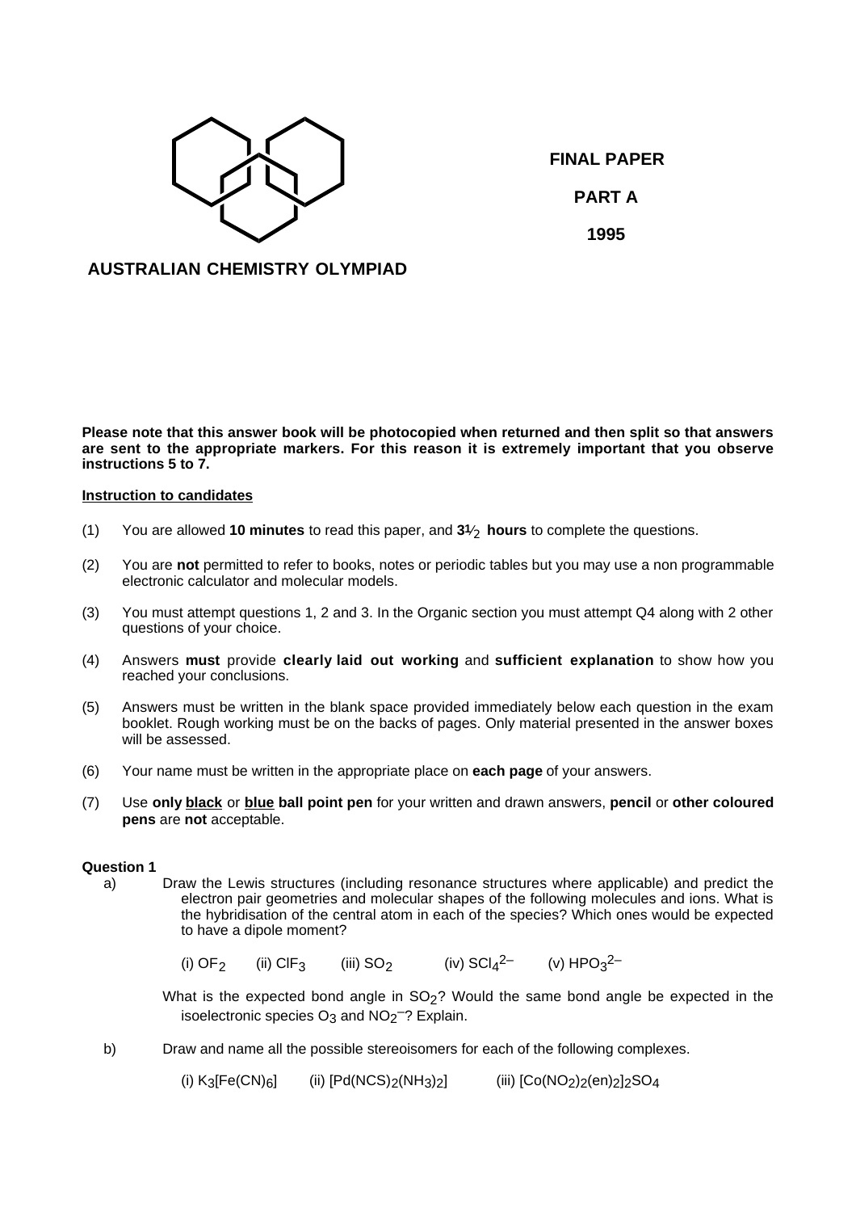**FINAL PAPER**

**PART A**

**1995**

**AUSTRALIAN CHEMISTRY OLYMPIAD**

**Please note that this answer book will be photocopied when returned and then split so that answers are sent to the appropriate markers. For this reason it is extremely important that you observe instructions 5 to 7.**

**Instruction to candidates**

(1) You are allowed **10 minutes** to read this paper, and **3½ hours** to complete the questions.

(2) You are **not** permitted to refer to books, notes or periodic tables but you may use a non programmable electronic calculator and molecular models.

(3) You must attempt questions 1, 2 and 3. In the Organic section you must attempt Q4 along with 2 other questions of your choice.

(4) Answers **must** provide **clearly laid out working** and **sufficient explanation** to show how you reached your conclusions.

(5) Answers must be written in the blank space provided immediately below each question in the exam booklet. Rough working must be on the backs of pages. Only material presented in the answer boxes will be assessed.

(6) Your name must be written in the appropriate place on **each page** of your answers.

(7) Use **only black** or **blue ball point pen** for your written and drawn answers, **pencil** or **other coloured pens** are **not** acceptable.

**Question 1**

a) Draw the Lewis structures (including resonance structures where applicable) and predict the electron pair geometries and molecular shapes of the following molecules and ions. What is the hybridisation of the central atom in each of the species? Which ones would be expected to have a dipole moment?

(i) $OF_2$ (ii) $ClF_3$ (iii) $SO_2$ (iv) $SCl_4^{2-}$ (v) $HPO_3^{2-}$

What is the expected bond angle in $SO_2$? Would the same bond angle be expected in the isoelectronic species $O_3$ and $NO_2^-$? Explain.

b) Draw and name all the possible stereoisomers for each of the following complexes.

(i) $K_3[Fe(CN)_6]$ (ii) $[Pd(NCS)_2(NH_3)_2]$ (iii) $[Co(NO_2)_2(en)_2]_2SO_4$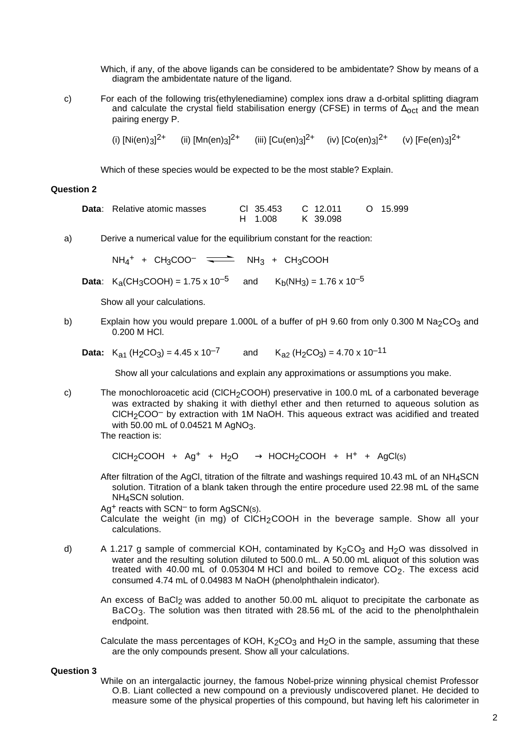Which, if any, of the above ligands can be considered to be ambidentate? Show by means of a diagram the ambidentate nature of the ligand.

c) For each of the following tris(ethylenediamine) complex ions draw a d-orbital splitting diagram and calculate the crystal field stabilisation energy (CFSE) in terms of $\Delta_{oct}$ and the mean pairing energy P.

(i) $[Ni(en)_3]^{2+}$ (ii) $[Mn(en)_3]^{2+}$ (iii) $[Cu(en)_3]^{2+}$ (iv) $[Co(en)_3]^{2+}$ (v) $[Fe(en)_3]^{2+}$

Which of these species would be expected to be the most stable? Explain.

### Question 2

**Data**: Relative atomic masses Cl 35.453 C 12.011 O 15.999 H 1.008 K 39.098

a) Derive a numerical value for the equilibrium constant for the reaction:

$$NH_4^+ + CH_3COO^- \rightleftharpoons NH_3 + CH_3COOH$$

**Data**: $K_a(CH_3COOH) = 1.75 \times 10^{-5}$ and $K_b(NH_3) = 1.76 \times 10^{-5}$

Show all your calculations.

b) Explain how you would prepare 1.000L of a buffer of pH 9.60 from only 0.300 M $Na_2CO_3$ and 0.200 M HCl.

**Data:** $K_{a1}(H_2CO_3) = 4.45 \times 10^{-7}$ and $K_{a2}(H_2CO_3) = 4.70 \times 10^{-11}$

Show all your calculations and explain any approximations or assumptions you make.

c) The monochloroacetic acid ($ClCH_2COOH$) preservative in 100.0 mL of a carbonated beverage was extracted by shaking it with diethyl ether and then returned to aqueous solution as $ClCH_2COO^-$ by extraction with 1M NaOH. This aqueous extract was acidified and treated with 50.00 mL of 0.04521 M $AgNO_3$.
The reaction is:

$$ClCH_2COOH + Ag^+ + H_2O \rightarrow HOCH_2COOH + H^+ + AgCl(s)$$

After filtration of the AgCl, titration of the filtrate and washings required 10.43 mL of an $NH_4SCN$ solution. Titration of a blank taken through the entire procedure used 22.98 mL of the same $NH_4SCN$ solution.
$Ag^+$ reacts with $SCN^-$ to form AgSCN(s).
Calculate the weight (in mg) of $ClCH_2COOH$ in the beverage sample. Show all your calculations.

d) A 1.217 g sample of commercial KOH, contaminated by $K_2CO_3$ and $H_2O$ was dissolved in water and the resulting solution diluted to 500.0 mL. A 50.00 mL aliquot of this solution was treated with 40.00 mL of 0.05304 M HCl and boiled to remove $CO_2$. The excess acid consumed 4.74 mL of 0.04983 M NaOH (phenolphthalein indicator).

An excess of $BaCl_2$ was added to another 50.00 mL aliquot to precipitate the carbonate as $BaCO_3$. The solution was then titrated with 28.56 mL of the acid to the phenolphthalein endpoint.

Calculate the mass percentages of KOH, $K_2CO_3$ and $H_2O$ in the sample, assuming that these are the only compounds present. Show all your calculations.

### Question 3

While on an intergalactic journey, the famous Nobel-prize winning physical chemist Professor O.B. Liant collected a new compound on a previously undiscovered planet. He decided to measure some of the physical properties of this compound, but having left his calorimeter in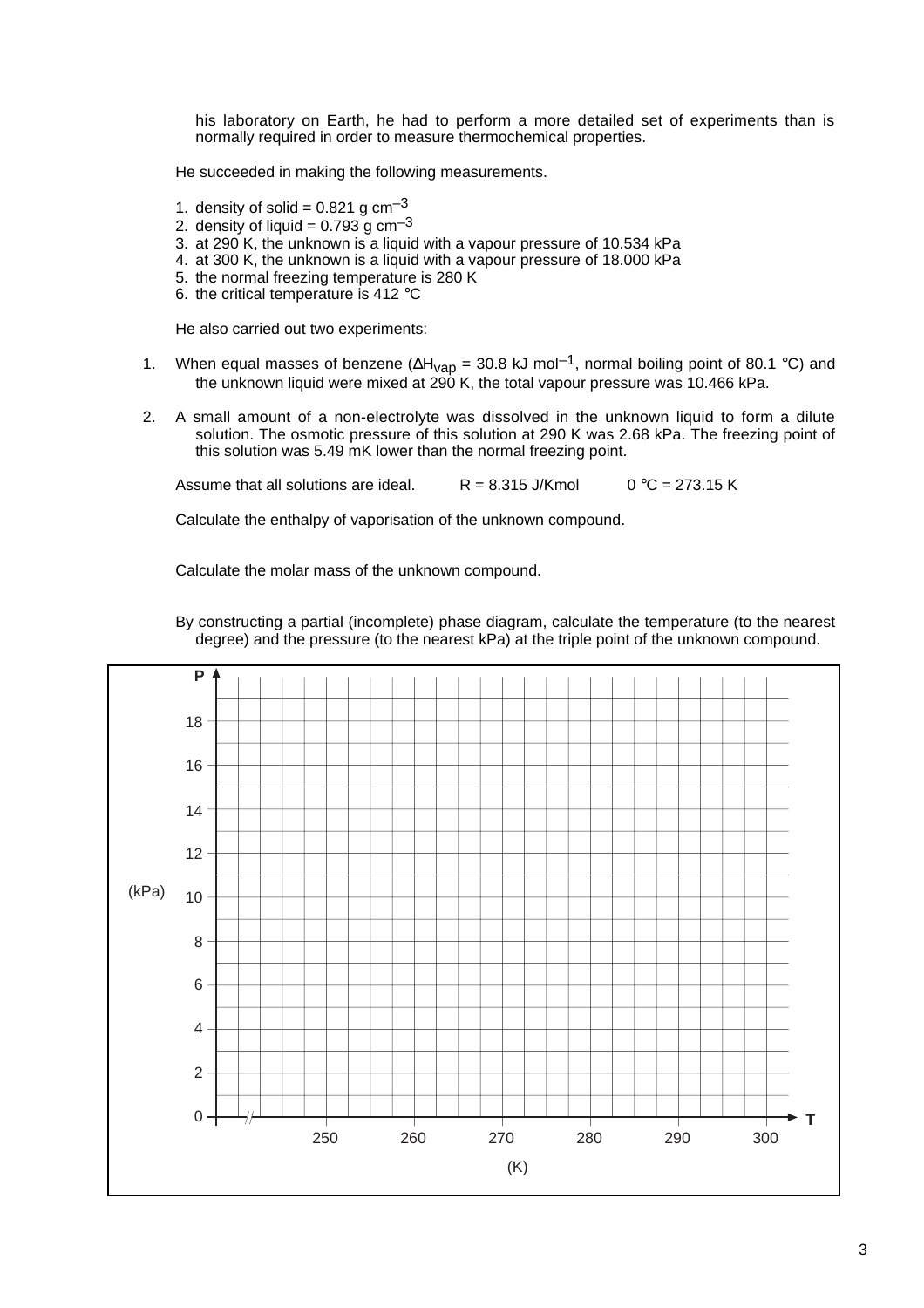his laboratory on Earth, he had to perform a more detailed set of experiments than is normally required in order to measure thermochemical properties.

He succeeded in making the following measurements.

1. density of solid = 0.821 g $cm^{-3}$
2. density of liquid = 0.793 g $cm^{-3}$
3. at 290 K, the unknown is a liquid with a vapour pressure of 10.534 kPa
4. at 300 K, the unknown is a liquid with a vapour pressure of 18.000 kPa
5. the normal freezing temperature is 280 K
6. the critical temperature is 412 °C

He also carried out two experiments:

1. When equal masses of benzene ($\Delta H_{vap}$ = 30.8 kJ $mol^{-1}$, normal boiling point of 80.1 °C) and the unknown liquid were mixed at 290 K, the total vapour pressure was 10.466 kPa.

2. A small amount of a non-electrolyte was dissolved in the unknown liquid to form a dilute solution. The osmotic pressure of this solution at 290 K was 2.68 kPa. The freezing point of this solution was 5.49 mK lower than the normal freezing point.

Assume that all solutions are ideal. R = 8.315 J/Kmol 0 °C = 273.15 K

Calculate the enthalpy of vaporisation of the unknown compound.

Calculate the molar mass of the unknown compound.

By constructing a partial (incomplete) phase diagram, calculate the temperature (to the nearest degree) and the pressure (to the nearest kPa) at the triple point of the unknown compound.

[Blank grid for plotting: P (kPa) from 0 to 18 versus T (K) from 250 to 300]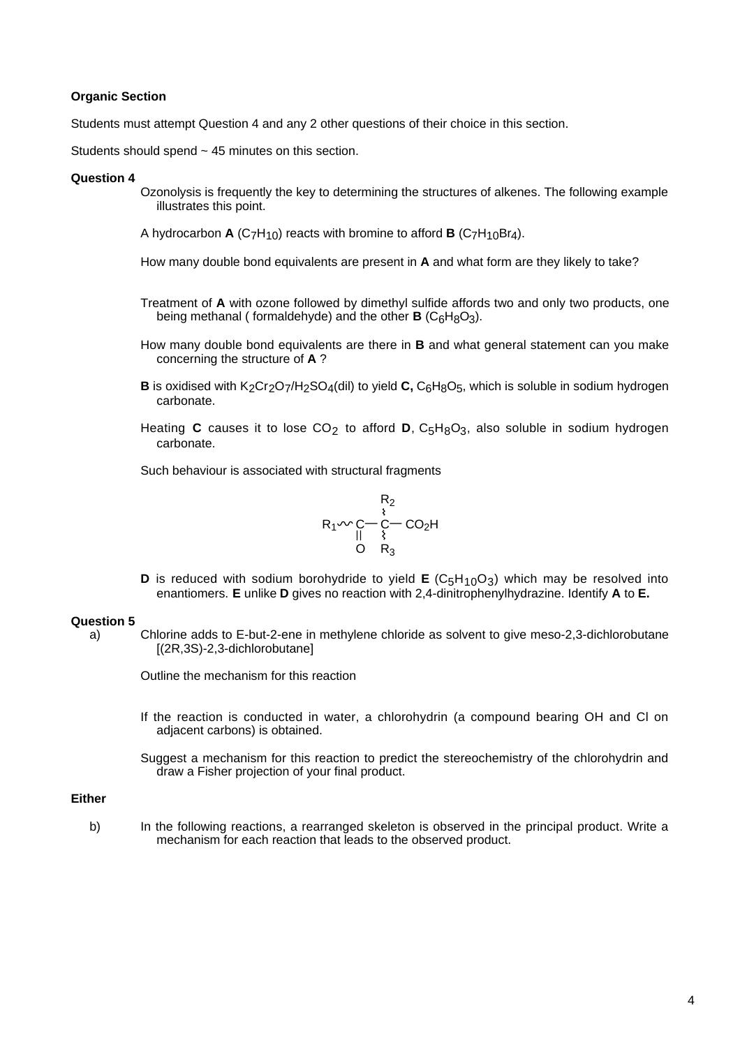**Organic Section**

Students must attempt Question 4 and any 2 other questions of their choice in this section.

Students should spend ~ 45 minutes on this section.

**Question 4**

Ozonolysis is frequently the key to determining the structures of alkenes. The following example illustrates this point.

A hydrocarbon **A** ($C_7H_{10}$) reacts with bromine to afford **B** ($C_7H_{10}Br_4$).

How many double bond equivalents are present in **A** and what form are they likely to take?

Treatment of **A** with ozone followed by dimethyl sulfide affords two and only two products, one being methanal ( formaldehyde) and the other **B** ($C_6H_8O_3$).

How many double bond equivalents are there in **B** and what general statement can you make concerning the structure of **A** ?

**B** is oxidised with $K_2Cr_2O_7/H_2SO_4$(dil) to yield **C,** $C_6H_8O_5$, which is soluble in sodium hydrogen carbonate.

Heating **C** causes it to lose $CO_2$ to afford **D**, $C_5H_8O_3$, also soluble in sodium hydrogen carbonate.

Such behaviour is associated with structural fragments

$$R_1\text{~}C(=O)\text{—}C(R_2)(R_3)\text{—}CO_2H$$

**D** is reduced with sodium borohydride to yield **E** ($C_5H_{10}O_3$) which may be resolved into enantiomers. **E** unlike **D** gives no reaction with 2,4-dinitrophenylhydrazine. Identify **A** to **E.**

**Question 5**

a) Chlorine adds to E-but-2-ene in methylene chloride as solvent to give meso-2,3-dichlorobutane [(2R,3S)-2,3-dichlorobutane]

Outline the mechanism for this reaction

If the reaction is conducted in water, a chlorohydrin (a compound bearing OH and Cl on adjacent carbons) is obtained.

Suggest a mechanism for this reaction to predict the stereochemistry of the chlorohydrin and draw a Fisher projection of your final product.

**Either**

b) In the following reactions, a rearranged skeleton is observed in the principal product. Write a mechanism for each reaction that leads to the observed product.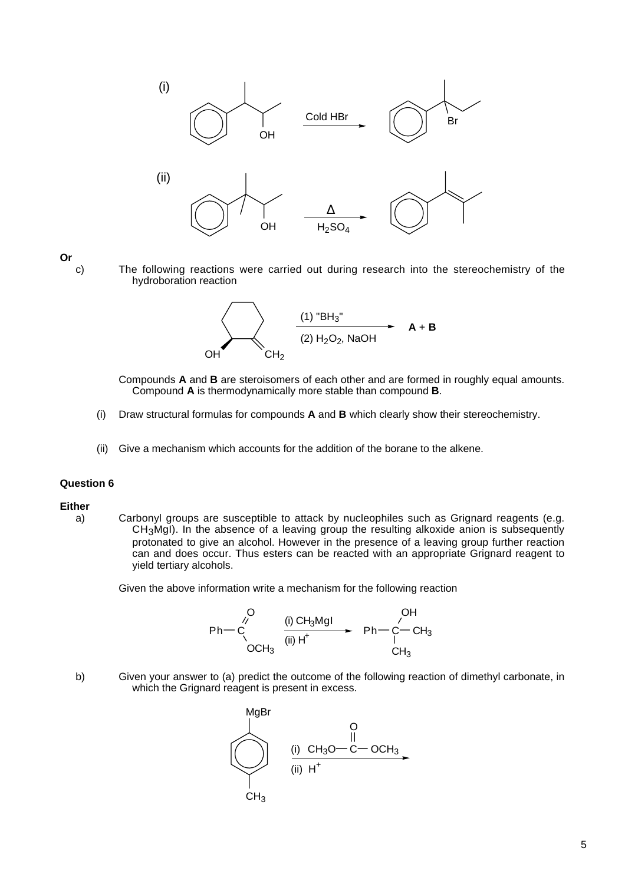(i) [Reaction scheme: 3-phenylbutan-2-ol (Ph–CH(CH₃)–CH(OH)–CH₃) → (Cold HBr) → 2-bromo-2-phenylbutane (Ph–C(Br)(CH₃)–CH₂CH₃)]

(ii) [Reaction scheme: 3-methyl-3-phenylbutan-2-ol (Ph–C(CH₃)₂–CH(OH)–CH₃) → (Δ, $H_2SO_4$) → 2-methyl-3-phenylbut-2-ene (Ph–C(CH₃)=C(CH₃)₂)]

**Or**

c) The following reactions were carried out during research into the stereochemistry of the hydroboration reaction

[Reaction scheme: 2-methylenecyclohexanol (OH, $CH_2$) → (1) "$BH_3$" (2) $H_2O_2$, NaOH → **A** + **B**]

Compounds **A** and **B** are steroisomers of each other and are formed in roughly equal amounts. Compound **A** is thermodynamically more stable than compound **B**.

(i) Draw structural formulas for compounds **A** and **B** which clearly show their stereochemistry.

(ii) Give a mechanism which accounts for the addition of the borane to the alkene.

**Question 6**

**Either**

a) Carbonyl groups are susceptible to attack by nucleophiles such as Grignard reagents (e.g. $CH_3MgI$). In the absence of a leaving group the resulting alkoxide anion is subsequently protonated to give an alcohol. However in the presence of a leaving group further reaction can and does occur. Thus esters can be reacted with an appropriate Grignard reagent to yield tertiary alcohols.

Given the above information write a mechanism for the following reaction

[Reaction scheme: Ph–C(=O)–$OCH_3$ → (i) $CH_3MgI$ (ii) $H^+$ → Ph–C(OH)($CH_3$)–$CH_3$]

b) Given your answer to (a) predict the outcome of the following reaction of dimethyl carbonate, in which the Grignard reagent is present in excess.

[Reaction scheme: 4-methylphenylmagnesium bromide (MgBr, $CH_3$) → (i) $CH_3O$–C(=O)–$OCH_3$ (ii) $H^+$ →]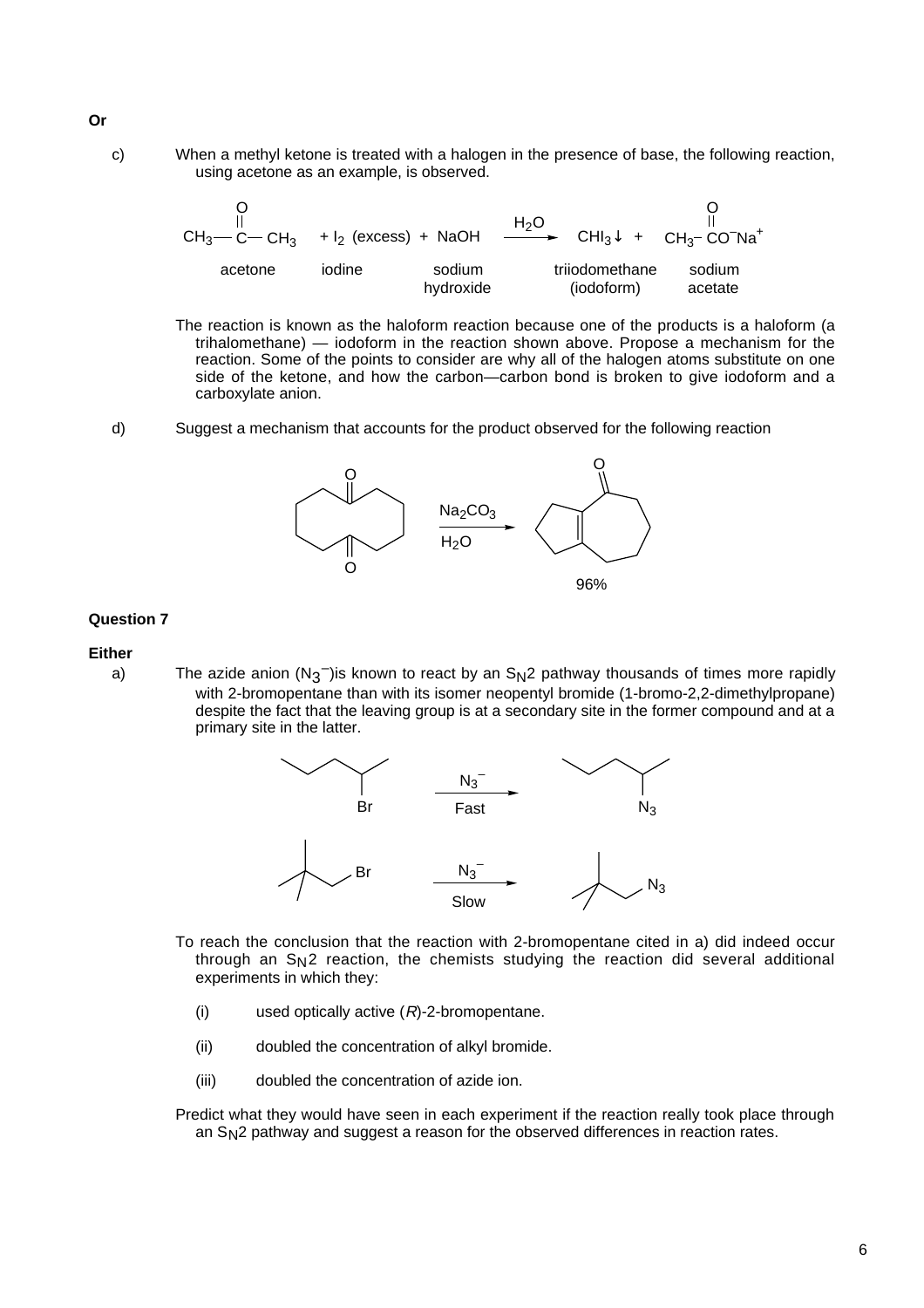**Or**

c) When a methyl ketone is treated with a halogen in the presence of base, the following reaction, using acetone as an example, is observed.

$$\underset{\text{acetone}}{CH_3-\overset{O}{\overset{\|}{C}}-CH_3} \; + \underset{\text{iodine}}{I_2} \text{ (excess)} + \underset{\text{sodium hydroxide}}{NaOH} \xrightarrow{H_2O} \underset{\text{triiodomethane (iodoform)}}{CHI_3\downarrow} + \underset{\text{sodium acetate}}{CH_3-\overset{O}{\overset{\|}{C}}O^-Na^+}$$

The reaction is known as the haloform reaction because one of the products is a haloform (a trihalomethane) — iodoform in the reaction shown above. Propose a mechanism for the reaction. Some of the points to consider are why all of the halogen atoms substitute on one side of the ketone, and how the carbon—carbon bond is broken to give iodoform and a carboxylate anion.

d) Suggest a mechanism that accounts for the product observed for the following reaction

Cyclodecane-1,6-dione $\xrightarrow[H_2O]{Na_2CO_3}$ bicyclic enone (cyclopentene fused to cycloheptanone) — 96%

## Question 7

**Either**

a) The azide anion ($N_3^-$)is known to react by an $S_N2$ pathway thousands of times more rapidly with 2-bromopentane than with its isomer neopentyl bromide (1-bromo-2,2-dimethylpropane) despite the fact that the leaving group is at a secondary site in the former compound and at a primary site in the latter.

2-bromopentane $\xrightarrow[\text{Fast}]{N_3^-}$ 2-azidopentane

neopentyl bromide $\xrightarrow[\text{Slow}]{N_3^-}$ neopentyl azide

To reach the conclusion that the reaction with 2-bromopentane cited in a) did indeed occur through an $S_N2$ reaction, the chemists studying the reaction did several additional experiments in which they:

(i) used optically active (*R*)-2-bromopentane.

(ii) doubled the concentration of alkyl bromide.

(iii) doubled the concentration of azide ion.

Predict what they would have seen in each experiment if the reaction really took place through an $S_N2$ pathway and suggest a reason for the observed differences in reaction rates.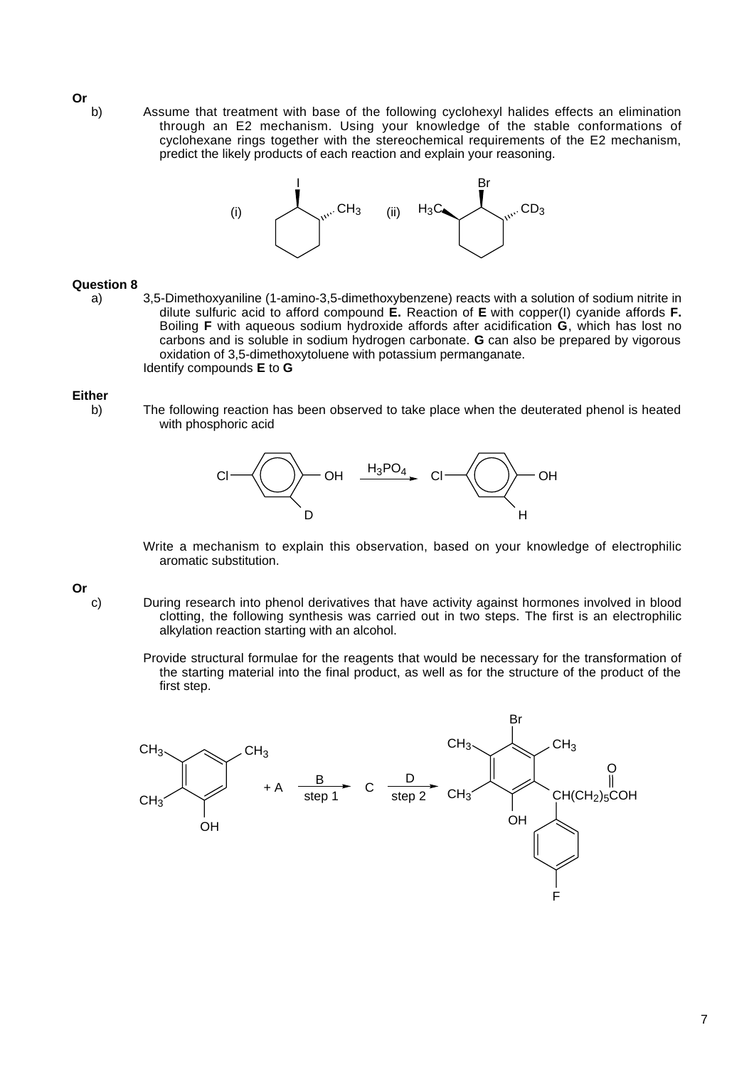**Or**

b) Assume that treatment with base of the following cyclohexyl halides effects an elimination through an E2 mechanism. Using your knowledge of the stable conformations of cyclohexane rings together with the stereochemical requirements of the E2 mechanism, predict the likely products of each reaction and explain your reasoning.

(i) I, $CH_3$ (ii) Br, $H_3C$, $CD_3$

**Question 8**

a) 3,5-Dimethoxyaniline (1-amino-3,5-dimethoxybenzene) reacts with a solution of sodium nitrite in dilute sulfuric acid to afford compound **E.** Reaction of **E** with copper(I) cyanide affords **F.** Boiling **F** with aqueous sodium hydroxide affords after acidification **G**, which has lost no carbons and is soluble in sodium hydrogen carbonate. **G** can also be prepared by vigorous oxidation of 3,5-dimethoxytoluene with potassium permanganate.

Identify compounds **E** to **G**

**Either**

b) The following reaction has been observed to take place when the deuterated phenol is heated with phosphoric acid

Cl, OH, D $\xrightarrow{H_3PO_4}$ Cl, OH, H

Write a mechanism to explain this observation, based on your knowledge of electrophilic aromatic substitution.

**Or**

c) During research into phenol derivatives that have activity against hormones involved in blood clotting, the following synthesis was carried out in two steps. The first is an electrophilic alkylation reaction starting with an alcohol.

Provide structural formulae for the reagents that would be necessary for the transformation of the starting material into the final product, as well as for the structure of the product of the first step.

$CH_3$, $CH_3$, $CH_3$, OH + A $\xrightarrow[\text{step 1}]{B}$ C $\xrightarrow[\text{step 2}]{D}$ Br, $CH_3$, $CH_3$, $CH_3$, OH, $CH(CH_2)_5COH$ (C=O), F